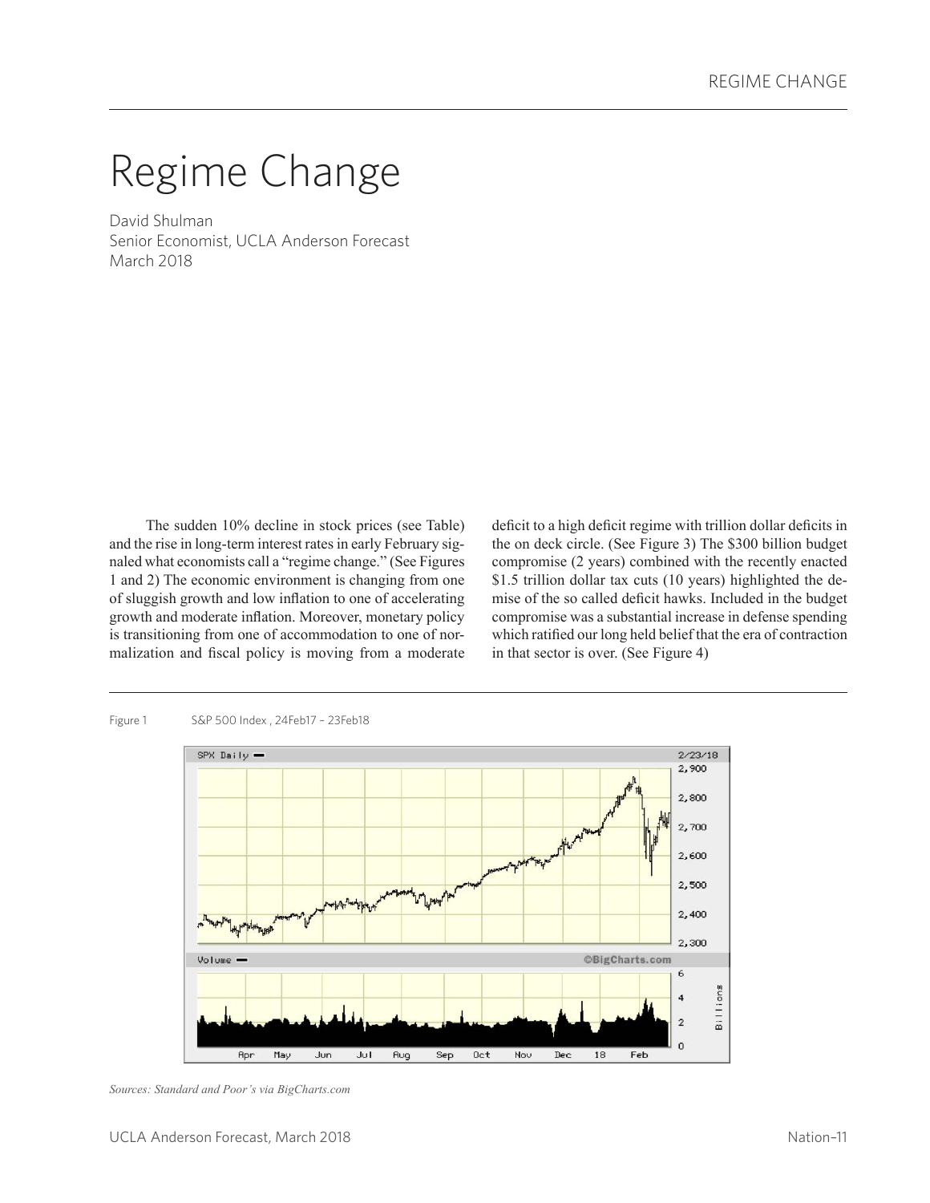# Regime Change

David Shulman
Senior Economist, UCLA Anderson Forecast
March 2018

The sudden 10% decline in stock prices (see Table) and the rise in long-term interest rates in early February signaled what economists call a "regime change." (See Figures 1 and 2) The economic environment is changing from one of sluggish growth and low inflation to one of accelerating growth and moderate inflation. Moreover, monetary policy is transitioning from one of accommodation to one of normalization and fiscal policy is moving from a moderate deficit to a high deficit regime with trillion dollar deficits in the on deck circle. (See Figure 3) The $300 billion budget compromise (2 years) combined with the recently enacted $1.5 trillion dollar tax cuts (10 years) highlighted the demise of the so called deficit hawks. Included in the budget compromise was a substantial increase in defense spending which ratified our long held belief that the era of contraction in that sector is over. (See Figure 4)

Figure 1 S&P 500 Index , 24Feb17 – 23Feb18

*Sources: Standard and Poor's via BigCharts.com*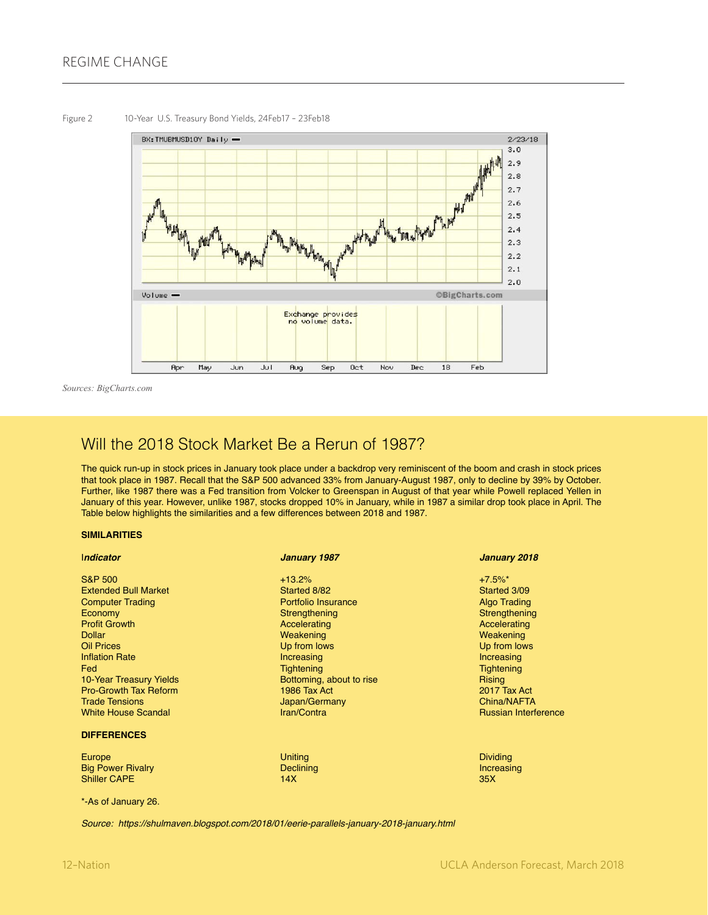Figure 2 10-Year U.S. Treasury Bond Yields, 24Feb17 – 23Feb18

Sources: BigCharts.com

## Will the 2018 Stock Market Be a Rerun of 1987?

The quick run-up in stock prices in January took place under a backdrop very reminiscent of the boom and crash in stock prices that took place in 1987. Recall that the S&P 500 advanced 33% from January-August 1987, only to decline by 39% by October. Further, like 1987 there was a Fed transition from Volcker to Greenspan in August of that year while Powell replaced Yellen in January of this year. However, unlike 1987, stocks dropped 10% in January, while in 1987 a similar drop took place in April. The Table below highlights the similarities and a few differences between 2018 and 1987.

**SIMILARITIES**

| ***Indicator*** | ***January 1987*** | ***January 2018*** |
| --- | --- | --- |
| S&P 500 | +13.2% | +7.5%* |
| Extended Bull Market | Started 8/82 | Started 3/09 |
| Computer Trading | Portfolio Insurance | Algo Trading |
| Economy | Strengthening | Strengthening |
| Profit Growth | Accelerating | Accelerating |
| Dollar | Weakening | Weakening |
| Oil Prices | Up from lows | Up from lows |
| Inflation Rate | Increasing | Increasing |
| Fed | Tightening | Tightening |
| 10-Year Treasury Yields | Bottoming, about to rise | Rising |
| Pro-Growth Tax Reform | 1986 Tax Act | 2017 Tax Act |
| Trade Tensions | Japan/Germany | China/NAFTA |
| White House Scandal | Iran/Contra | Russian Interference |

**DIFFERENCES**

| | | |
| --- | --- | --- |
| Europe | Uniting | Dividing |
| Big Power Rivalry | Declining | Increasing |
| Shiller CAPE | 14X | 35X |

*-As of January 26.

*Source: https://shulmaven.blogspot.com/2018/01/eerie-parallels-january-2018-january.html*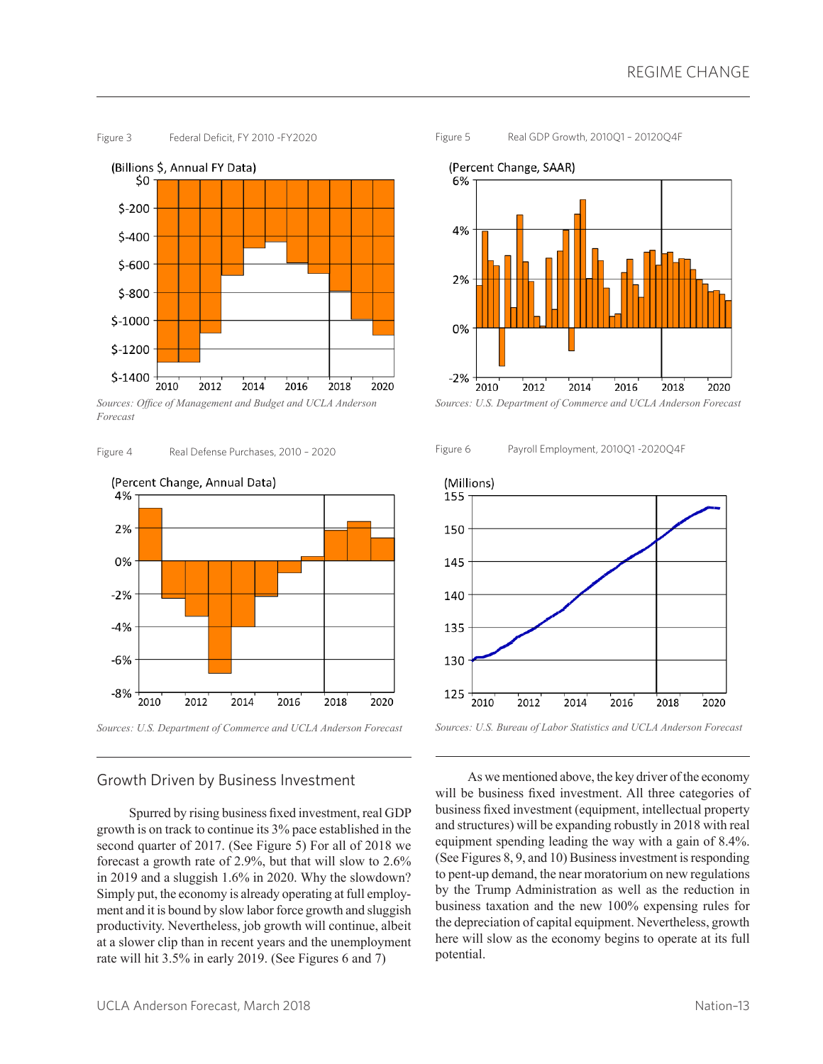Figure 3 Federal Deficit, FY 2010 -FY2020

(Billions $, Annual FY Data)

*Sources: Office of Management and Budget and UCLA Anderson Forecast*

Figure 4 Real Defense Purchases, 2010 – 2020

(Percent Change, Annual Data)

*Sources: U.S. Department of Commerce and UCLA Anderson Forecast*

Figure 5 Real GDP Growth, 2010Q1 – 20120Q4F

(Percent Change, SAAR)

*Sources: U.S. Department of Commerce and UCLA Anderson Forecast*

Figure 6 Payroll Employment, 2010Q1 -2020Q4F

(Millions)

*Sources: U.S. Bureau of Labor Statistics and UCLA Anderson Forecast*

## Growth Driven by Business Investment

Spurred by rising business fixed investment, real GDP growth is on track to continue its 3% pace established in the second quarter of 2017. (See Figure 5) For all of 2018 we forecast a growth rate of 2.9%, but that will slow to 2.6% in 2019 and a sluggish 1.6% in 2020. Why the slowdown? Simply put, the economy is already operating at full employment and it is bound by slow labor force growth and sluggish productivity. Nevertheless, job growth will continue, albeit at a slower clip than in recent years and the unemployment rate will hit 3.5% in early 2019. (See Figures 6 and 7)

As we mentioned above, the key driver of the economy will be business fixed investment. All three categories of business fixed investment (equipment, intellectual property and structures) will be expanding robustly in 2018 with real equipment spending leading the way with a gain of 8.4%. (See Figures 8, 9, and 10) Business investment is responding to pent-up demand, the near moratorium on new regulations by the Trump Administration as well as the reduction in business taxation and the new 100% expensing rules for the depreciation of capital equipment. Nevertheless, growth here will slow as the economy begins to operate at its full potential.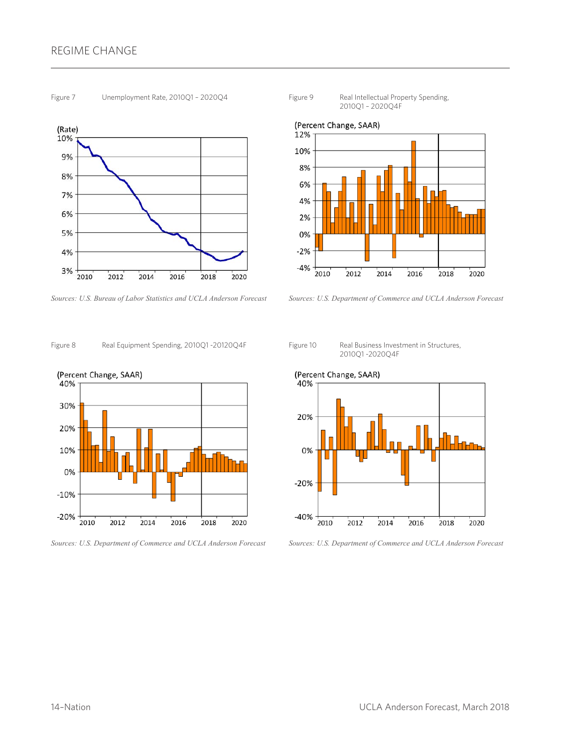Figure 7 Unemployment Rate, 2010Q1 – 2020Q4

*Sources: U.S. Bureau of Labor Statistics and UCLA Anderson Forecast*

Figure 9 Real Intellectual Property Spending, 2010Q1 – 2020Q4F

*Sources: U.S. Department of Commerce and UCLA Anderson Forecast*

Figure 8 Real Equipment Spending, 2010Q1 -20120Q4F

*Sources: U.S. Department of Commerce and UCLA Anderson Forecast*

Figure 10 Real Business Investment in Structures, 2010Q1 -2020Q4F

*Sources: U.S. Department of Commerce and UCLA Anderson Forecast*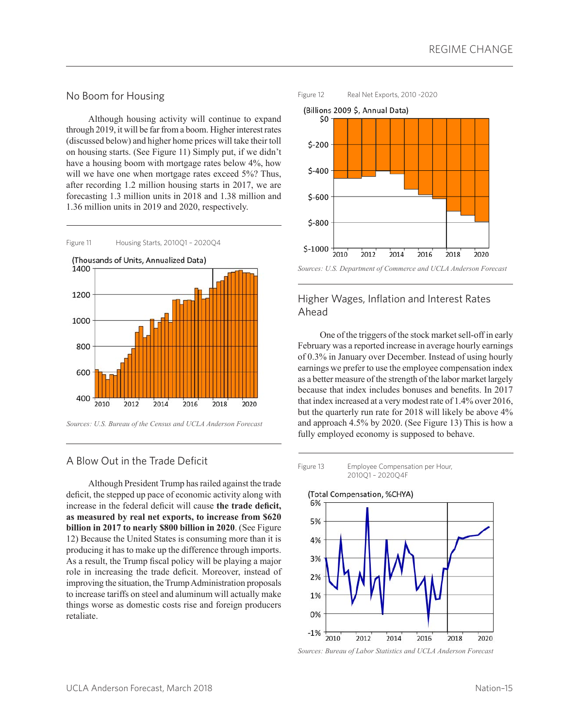## No Boom for Housing

Although housing activity will continue to expand through 2019, it will be far from a boom. Higher interest rates (discussed below) and higher home prices will take their toll on housing starts. (See Figure 11) Simply put, if we didn't have a housing boom with mortgage rates below 4%, how will we have one when mortgage rates exceed 5%? Thus, after recording 1.2 million housing starts in 2017, we are forecasting 1.3 million units in 2018 and 1.38 million and 1.36 million units in 2019 and 2020, respectively.

Figure 11 Housing Starts, 2010Q1 – 2020Q4

(Thousands of Units, Annualized Data)

*Sources: U.S. Bureau of the Census and UCLA Anderson Forecast*

## A Blow Out in the Trade Deficit

Although President Trump has railed against the trade deficit, the stepped up pace of economic activity along with increase in the federal deficit will cause **the trade deficit, as measured by real net exports, to increase from $620 billion in 2017 to nearly $800 billion in 2020**. (See Figure 12) Because the United States is consuming more than it is producing it has to make up the difference through imports. As a result, the Trump fiscal policy will be playing a major role in increasing the trade deficit. Moreover, instead of improving the situation, the Trump Administration proposals to increase tariffs on steel and aluminum will actually make things worse as domestic costs rise and foreign producers retaliate.

Figure 12 Real Net Exports, 2010 -2020

(Billions 2009 $, Annual Data)

*Sources: U.S. Department of Commerce and UCLA Anderson Forecast*

## Higher Wages, Inflation and Interest Rates Ahead

One of the triggers of the stock market sell-off in early February was a reported increase in average hourly earnings of 0.3% in January over December. Instead of using hourly earnings we prefer to use the employee compensation index as a better measure of the strength of the labor market largely because that index includes bonuses and benefits. In 2017 that index increased at a very modest rate of 1.4% over 2016, but the quarterly run rate for 2018 will likely be above 4% and approach 4.5% by 2020. (See Figure 13) This is how a fully employed economy is supposed to behave.

Figure 13 Employee Compensation per Hour, 2010Q1 – 2020Q4F

(Total Compensation, %CHYA)

*Sources: Bureau of Labor Statistics and UCLA Anderson Forecast*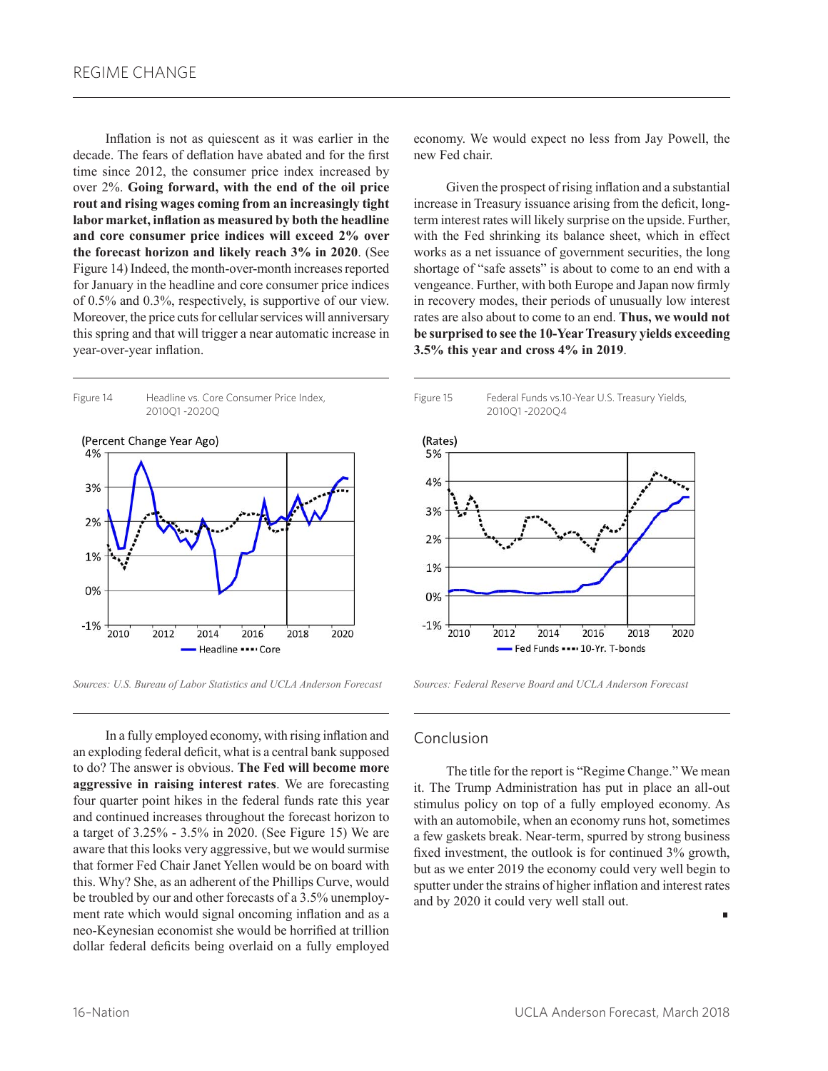Inflation is not as quiescent as it was earlier in the decade. The fears of deflation have abated and for the first time since 2012, the consumer price index increased by over 2%. **Going forward, with the end of the oil price rout and rising wages coming from an increasingly tight labor market, inflation as measured by both the headline and core consumer price indices will exceed 2% over the forecast horizon and likely reach 3% in 2020**. (See Figure 14) Indeed, the month-over-month increases reported for January in the headline and core consumer price indices of 0.5% and 0.3%, respectively, is supportive of our view. Moreover, the price cuts for cellular services will anniversary this spring and that will trigger a near automatic increase in year-over-year inflation.

Figure 14 Headline vs. Core Consumer Price Index, 2010Q1 -2020Q

(Percent Change Year Ago)
4%
3%
2%
1%
0%
-1%
2010 2012 2014 2016 2018 2020
Headline Core

*Sources: U.S. Bureau of Labor Statistics and UCLA Anderson Forecast*

In a fully employed economy, with rising inflation and an exploding federal deficit, what is a central bank supposed to do? The answer is obvious. **The Fed will become more aggressive in raising interest rates**. We are forecasting four quarter point hikes in the federal funds rate this year and continued increases throughout the forecast horizon to a target of 3.25% - 3.5% in 2020. (See Figure 15) We are aware that this looks very aggressive, but we would surmise that former Fed Chair Janet Yellen would be on board with this. Why? She, as an adherent of the Phillips Curve, would be troubled by our and other forecasts of a 3.5% unemployment rate which would signal oncoming inflation and as a neo-Keynesian economist she would be horrified at trillion dollar federal deficits being overlaid on a fully employed economy. We would expect no less from Jay Powell, the new Fed chair.

Given the prospect of rising inflation and a substantial increase in Treasury issuance arising from the deficit, long-term interest rates will likely surprise on the upside. Further, with the Fed shrinking its balance sheet, which in effect works as a net issuance of government securities, the long shortage of "safe assets" is about to come to an end with a vengeance. Further, with both Europe and Japan now firmly in recovery modes, their periods of unusually low interest rates are also about to come to an end. **Thus, we would not be surprised to see the 10-Year Treasury yields exceeding 3.5% this year and cross 4% in 2019**.

Figure 15 Federal Funds vs.10-Year U.S. Treasury Yields, 2010Q1 -2020Q4

(Rates)
5%
4%
3%
2%
1%
0%
-1%
2010 2012 2014 2016 2018 2020
Fed Funds 10-Yr. T-bonds

*Sources: Federal Reserve Board and UCLA Anderson Forecast*

## Conclusion

The title for the report is "Regime Change." We mean it. The Trump Administration has put in place an all-out stimulus policy on top of a fully employed economy. As with an automobile, when an economy runs hot, sometimes a few gaskets break. Near-term, spurred by strong business fixed investment, the outlook is for continued 3% growth, but as we enter 2019 the economy could very well begin to sputter under the strains of higher inflation and interest rates and by 2020 it could very well stall out.